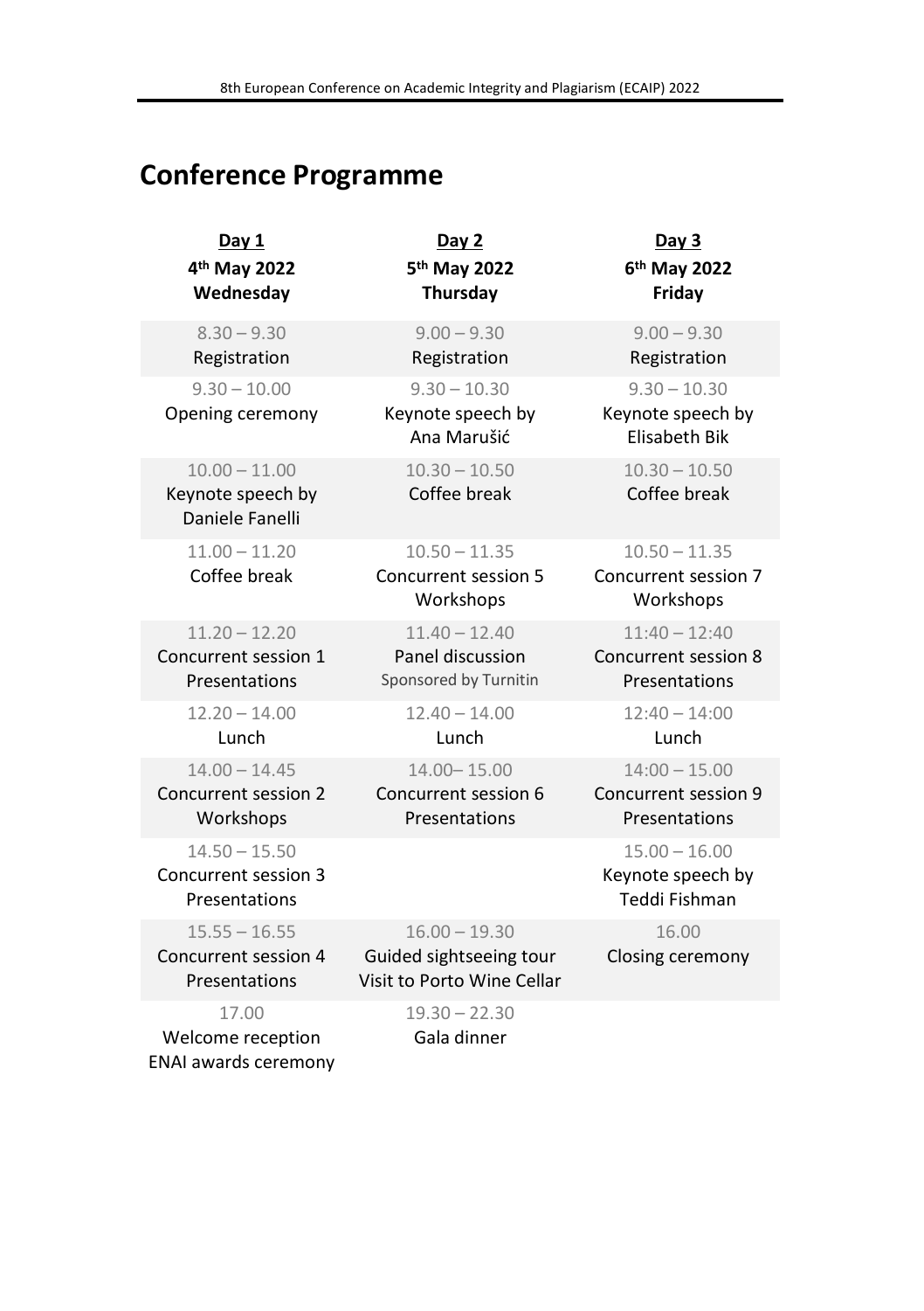# Conference Programme

| Day 1<br>4th May 2022<br>Wednesday | Day 2<br>5th May 2022<br>Thursday | Day 3<br>6th May 2022<br>Friday |
|---|---|---|
| 8.30 – 9.30<br>Registration | 9.00 – 9.30<br>Registration | 9.00 – 9.30<br>Registration |
| 9.30 – 10.00<br>Opening ceremony | 9.30 – 10.30<br>Keynote speech by Ana Marušić | 9.30 – 10.30<br>Keynote speech by Elisabeth Bik |
| 10.00 – 11.00<br>Keynote speech by Daniele Fanelli | 10.30 – 10.50<br>Coffee break | 10.30 – 10.50<br>Coffee break |
| 11.00 – 11.20<br>Coffee break | 10.50 – 11.35<br>Concurrent session 5<br>Workshops | 10.50 – 11.35<br>Concurrent session 7<br>Workshops |
| 11.20 – 12.20<br>Concurrent session 1<br>Presentations | 11.40 – 12.40<br>Panel discussion<br>Sponsored by Turnitin | 11:40 – 12:40<br>Concurrent session 8<br>Presentations |
| 12.20 – 14.00<br>Lunch | 12.40 – 14.00<br>Lunch | 12:40 – 14:00<br>Lunch |
| 14.00 – 14.45<br>Concurrent session 2<br>Workshops | 14.00– 15.00<br>Concurrent session 6<br>Presentations | 14:00 – 15.00<br>Concurrent session 9<br>Presentations |
| 14.50 – 15.50<br>Concurrent session 3<br>Presentations | | 15.00 – 16.00<br>Keynote speech by Teddi Fishman |
| 15.55 – 16.55<br>Concurrent session 4<br>Presentations | 16.00 – 19.30<br>Guided sightseeing tour<br>Visit to Porto Wine Cellar | 16.00<br>Closing ceremony |
| 17.00<br>Welcome reception<br>ENAI awards ceremony | 19.30 – 22.30<br>Gala dinner | |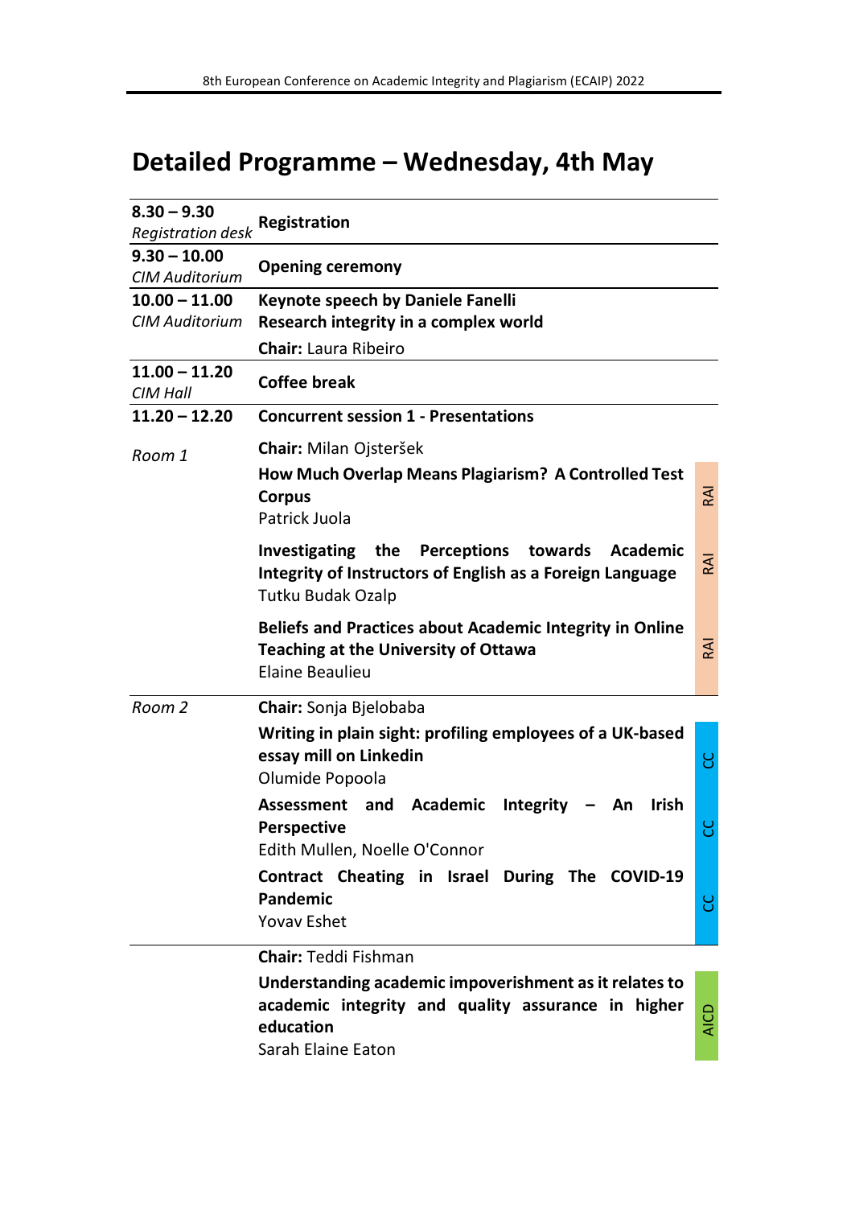# Detailed Programme – Wednesday, 4th May

| | | |
|---|---|---|
| **8.30 – 9.30**<br>*Registration desk* | **Registration** | |
| **9.30 – 10.00**<br>*CIM Auditorium* | **Opening ceremony** | |
| **10.00 – 11.00**<br>*CIM Auditorium* | **Keynote speech by Daniele Fanelli**<br>**Research integrity in a complex world**<br>**Chair:** Laura Ribeiro | |
| **11.00 – 11.20**<br>*CIM Hall* | **Coffee break** | |
| **11.20 – 12.20** | **Concurrent session 1 - Presentations** | |
| *Room 1* | **Chair:** Milan Ojsteršek | |
| | **How Much Overlap Means Plagiarism? A Controlled Test Corpus**<br>Patrick Juola | RAI |
| | **Investigating the Perceptions towards Academic Integrity of Instructors of English as a Foreign Language**<br>Tutku Budak Ozalp | RAI |
| | **Beliefs and Practices about Academic Integrity in Online Teaching at the University of Ottawa**<br>Elaine Beaulieu | RAI |
| *Room 2* | **Chair:** Sonja Bjelobaba | |
| | **Writing in plain sight: profiling employees of a UK-based essay mill on Linkedin**<br>Olumide Popoola | CC |
| | **Assessment and Academic Integrity – An Irish Perspective**<br>Edith Mullen, Noelle O'Connor | CC |
| | **Contract Cheating in Israel During The COVID-19 Pandemic**<br>Yovav Eshet | CC |
| | **Chair:** Teddi Fishman | |
| | **Understanding academic impoverishment as it relates to academic integrity and quality assurance in higher education**<br>Sarah Elaine Eaton | AICD |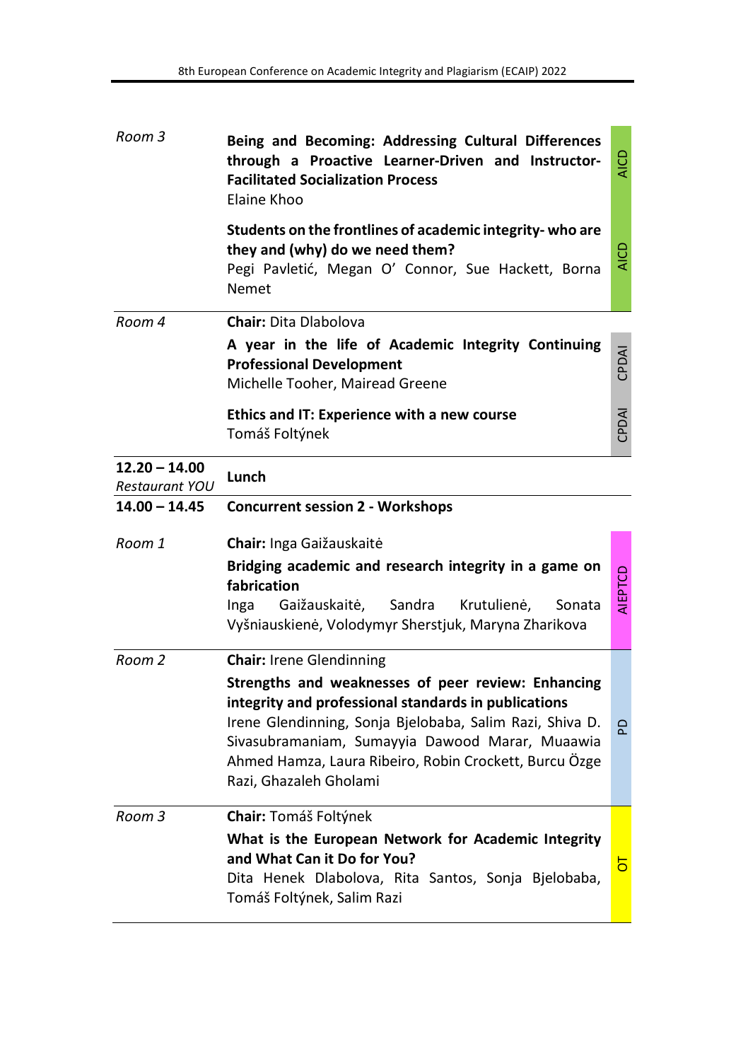| | | |
|---|---|---|
| *Room 3* | **Being and Becoming: Addressing Cultural Differences through a Proactive Learner-Driven and Instructor-Facilitated Socialization Process**<br>Elaine Khoo | AICD |
| | **Students on the frontlines of academic integrity- who are they and (why) do we need them?**<br>Pegi Pavletić, Megan O' Connor, Sue Hackett, Borna Nemet | AICD |
| *Room 4* | **Chair:** Dita Dlabolova | |
| | **A year in the life of Academic Integrity Continuing Professional Development**<br>Michelle Tooher, Mairead Greene | CPDAI |
| | **Ethics and IT: Experience with a new course**<br>Tomáš Foltýnek | CPDAI |
| **12.20 – 14.00**<br>*Restaurant YOU* | **Lunch** | |
| **14.00 – 14.45** | **Concurrent session 2 - Workshops** | |
| *Room 1* | **Chair:** Inga Gaižauskaitė | |
| | **Bridging academic and research integrity in a game on fabrication**<br>Inga Gaižauskaitė, Sandra Krutulienė, Sonata Vyšniauskienė, Volodymyr Sherstjuk, Maryna Zharikova | AIEPTCD |
| *Room 2* | **Chair:** Irene Glendinning | |
| | **Strengths and weaknesses of peer review: Enhancing integrity and professional standards in publications**<br>Irene Glendinning, Sonja Bjelobaba, Salim Razi, Shiva D. Sivasubramaniam, Sumayyia Dawood Marar, Muaawia Ahmed Hamza, Laura Ribeiro, Robin Crockett, Burcu Özge Razi, Ghazaleh Gholami | PD |
| *Room 3* | **Chair:** Tomáš Foltýnek | |
| | **What is the European Network for Academic Integrity and What Can it Do for You?**<br>Dita Henek Dlabolova, Rita Santos, Sonja Bjelobaba, Tomáš Foltýnek, Salim Razi | OT |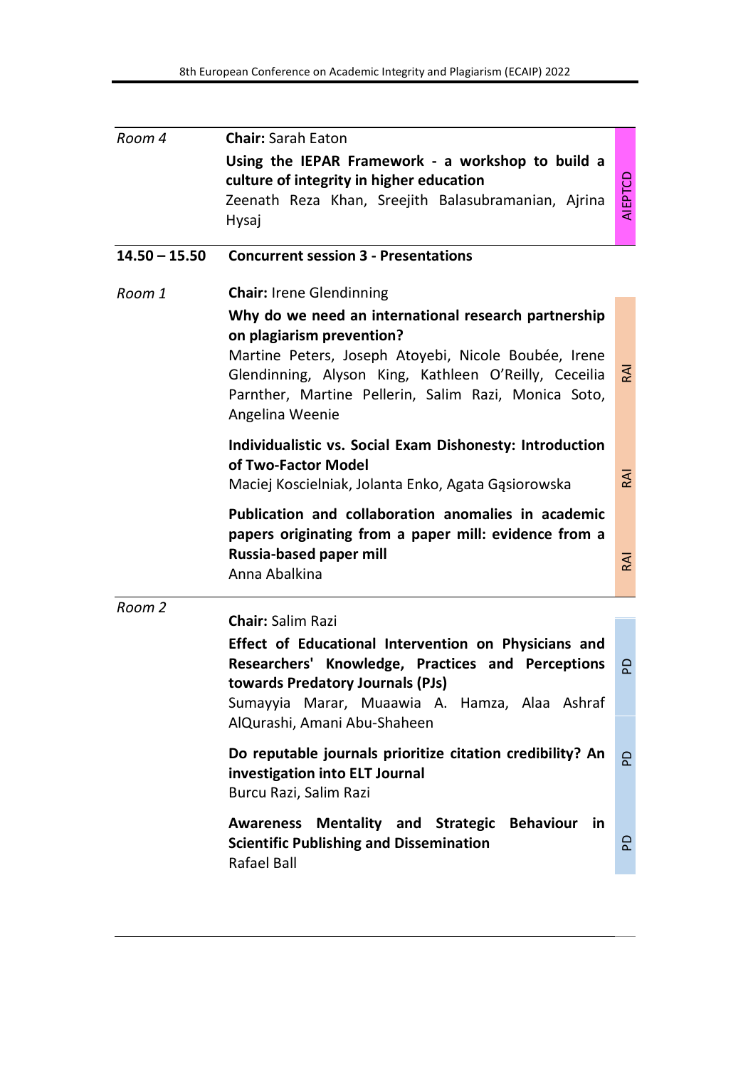| | | |
|---|---|---|
| *Room 4* | **Chair:** Sarah Eaton<br>**Using the IEPAR Framework - a workshop to build a culture of integrity in higher education**<br>Zeenath Reza Khan, Sreejith Balasubramanian, Ajrina Hysaj | AIEPTCD |
| **14.50 – 15.50** | **Concurrent session 3 - Presentations** | |
| *Room 1* | **Chair:** Irene Glendinning | |
| | **Why do we need an international research partnership on plagiarism prevention?**<br>Martine Peters, Joseph Atoyebi, Nicole Boubée, Irene Glendinning, Alyson King, Kathleen O'Reilly, Ceceilia Parnther, Martine Pellerin, Salim Razi, Monica Soto, Angelina Weenie | RAI |
| | **Individualistic vs. Social Exam Dishonesty: Introduction of Two-Factor Model**<br>Maciej Koscielniak, Jolanta Enko, Agata Gąsiorowska | RAI |
| | **Publication and collaboration anomalies in academic papers originating from a paper mill: evidence from a Russia-based paper mill**<br>Anna Abalkina | RAI |
| *Room 2* | **Chair:** Salim Razi | |
| | **Effect of Educational Intervention on Physicians and Researchers' Knowledge, Practices and Perceptions towards Predatory Journals (PJs)**<br>Sumayyia Marar, Muaawia A. Hamza, Alaa Ashraf AlQurashi, Amani Abu-Shaheen | PD |
| | **Do reputable journals prioritize citation credibility? An investigation into ELT Journal**<br>Burcu Razi, Salim Razi | PD |
| | **Awareness Mentality and Strategic Behaviour in Scientific Publishing and Dissemination**<br>Rafael Ball | PD |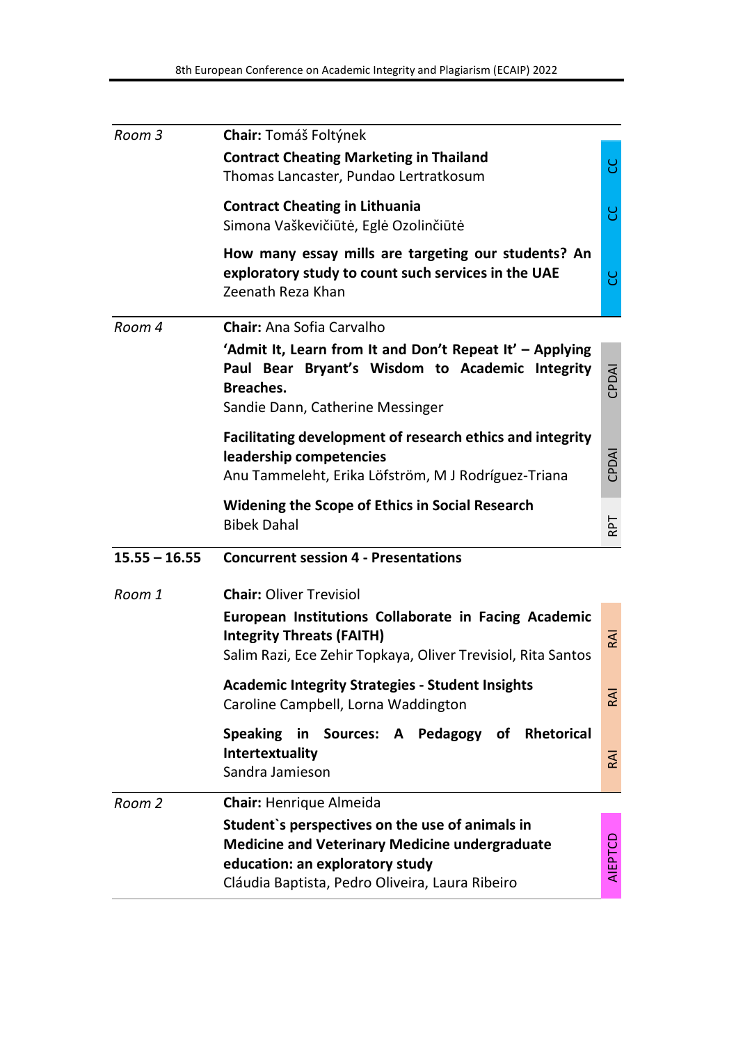| | | |
|---|---|---|
| *Room 3* | **Chair:** Tomáš Foltýnek | |
| | **Contract Cheating Marketing in Thailand**<br>Thomas Lancaster, Pundao Lertratkosum | CC |
| | **Contract Cheating in Lithuania**<br>Simona Vaškevičiūtė, Eglė Ozolinčiūtė | CC |
| | **How many essay mills are targeting our students? An exploratory study to count such services in the UAE**<br>Zeenath Reza Khan | CC |
| *Room 4* | **Chair:** Ana Sofia Carvalho | |
| | **'Admit It, Learn from It and Don't Repeat It' – Applying Paul Bear Bryant's Wisdom to Academic Integrity Breaches.**<br>Sandie Dann, Catherine Messinger | CPDAI |
| | **Facilitating development of research ethics and integrity leadership competencies**<br>Anu Tammeleht, Erika Löfström, M J Rodríguez-Triana | CPDAI |
| | **Widening the Scope of Ethics in Social Research**<br>Bibek Dahal | RPT |
| **15.55 – 16.55** | **Concurrent session 4 - Presentations** | |
| *Room 1* | **Chair:** Oliver Trevisiol | |
| | **European Institutions Collaborate in Facing Academic Integrity Threats (FAITH)**<br>Salim Razi, Ece Zehir Topkaya, Oliver Trevisiol, Rita Santos | RAI |
| | **Academic Integrity Strategies - Student Insights**<br>Caroline Campbell, Lorna Waddington | RAI |
| | **Speaking in Sources: A Pedagogy of Rhetorical Intertextuality**<br>Sandra Jamieson | RAI |
| *Room 2* | **Chair:** Henrique Almeida | |
| | **Student`s perspectives on the use of animals in Medicine and Veterinary Medicine undergraduate education: an exploratory study**<br>Cláudia Baptista, Pedro Oliveira, Laura Ribeiro | AIEPTCD |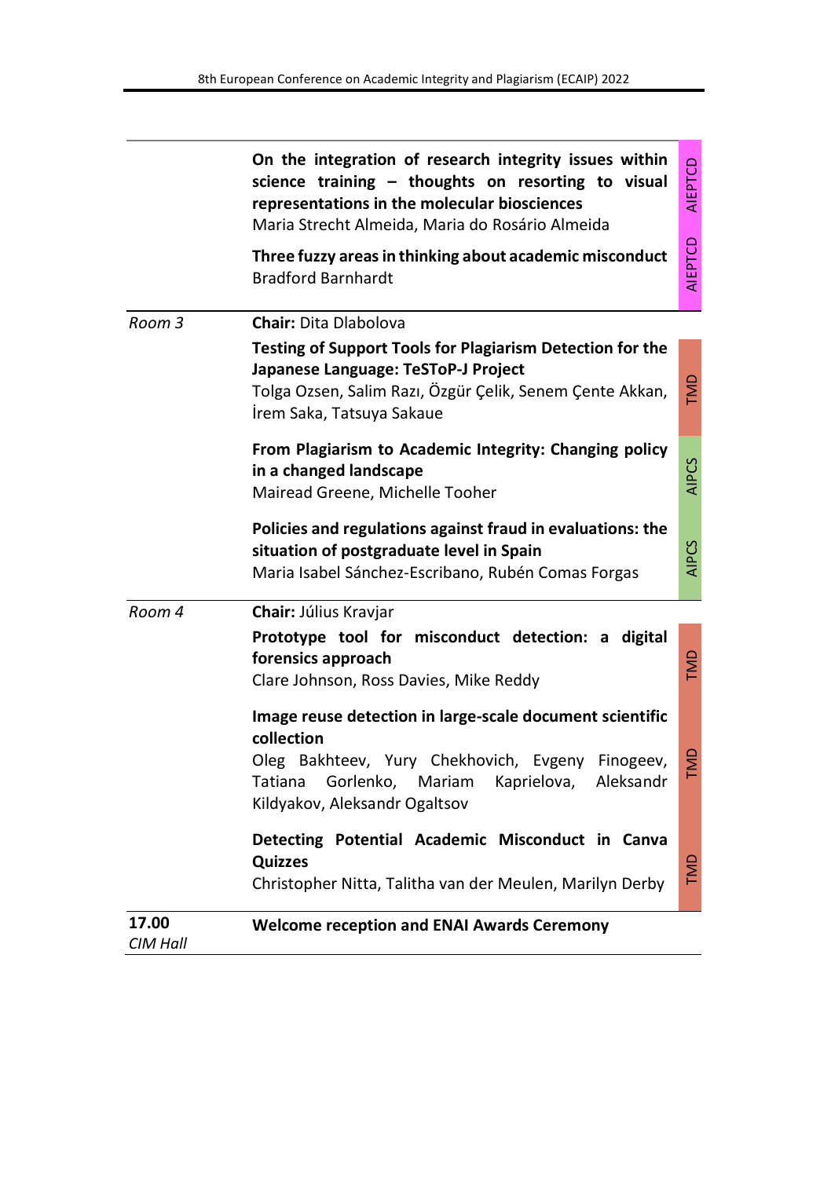| | | |
|---|---|---|
| | **On the integration of research integrity issues within science training – thoughts on resorting to visual representations in the molecular biosciences**<br>Maria Strecht Almeida, Maria do Rosário Almeida | AIEPTCD |
| | **Three fuzzy areas in thinking about academic misconduct**<br>Bradford Barnhardt | AIEPTCD |
| *Room 3* | **Chair:** Dita Dlabolova | |
| | **Testing of Support Tools for Plagiarism Detection for the Japanese Language: TeSToP-J Project**<br>Tolga Ozsen, Salim Razı, Özgür Çelik, Senem Çente Akkan, İrem Saka, Tatsuya Sakaue | TMD |
| | **From Plagiarism to Academic Integrity: Changing policy in a changed landscape**<br>Mairead Greene, Michelle Tooher | AIPCS |
| | **Policies and regulations against fraud in evaluations: the situation of postgraduate level in Spain**<br>Maria Isabel Sánchez-Escribano, Rubén Comas Forgas | AIPCS |
| *Room 4* | **Chair:** Július Kravjar | |
| | **Prototype tool for misconduct detection: a digital forensics approach**<br>Clare Johnson, Ross Davies, Mike Reddy | TMD |
| | **Image reuse detection in large-scale document scientific collection**<br>Oleg Bakhteev, Yury Chekhovich, Evgeny Finogeev, Tatiana Gorlenko, Mariam Kaprielova, Aleksandr Kildyakov, Aleksandr Ogaltsov | TMD |
| | **Detecting Potential Academic Misconduct in Canva Quizzes**<br>Christopher Nitta, Talitha van der Meulen, Marilyn Derby | TMD |
| **17.00**<br>*CIM Hall* | **Welcome reception and ENAI Awards Ceremony** | |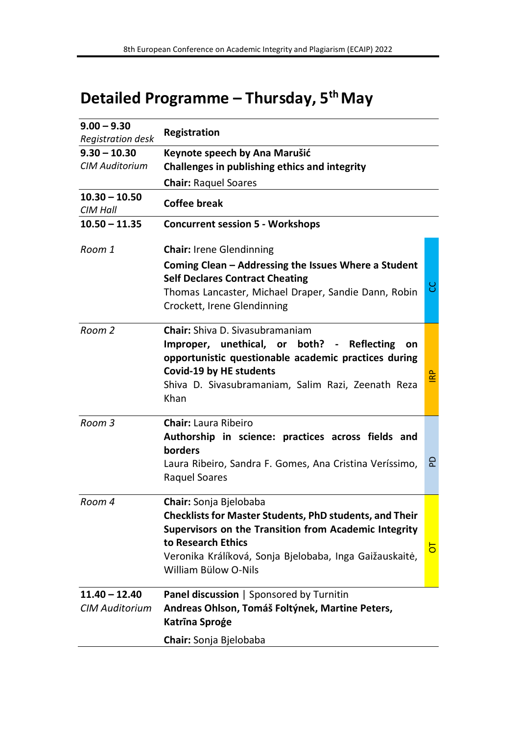# Detailed Programme – Thursday, 5th May

| | | |
|---|---|---|
| **9.00 – 9.30** *Registration desk* | **Registration** | |
| **9.30 – 10.30** *CIM Auditorium* | **Keynote speech by Ana Marušić** **Challenges in publishing ethics and integrity** **Chair:** Raquel Soares | |
| **10.30 – 10.50** *CIM Hall* | **Coffee break** | |
| **10.50 – 11.35** | **Concurrent session 5 - Workshops** | |
| *Room 1* | **Chair:** Irene Glendinning **Coming Clean – Addressing the Issues Where a Student Self Declares Contract Cheating** Thomas Lancaster, Michael Draper, Sandie Dann, Robin Crockett, Irene Glendinning | CC |
| *Room 2* | **Chair:** Shiva D. Sivasubramaniam **Improper, unethical, or both? - Reflecting on opportunistic questionable academic practices during Covid-19 by HE students** Shiva D. Sivasubramaniam, Salim Razi, Zeenath Reza Khan | IRP |
| *Room 3* | **Chair:** Laura Ribeiro **Authorship in science: practices across fields and borders** Laura Ribeiro, Sandra F. Gomes, Ana Cristina Veríssimo, Raquel Soares | PD |
| *Room 4* | **Chair:** Sonja Bjelobaba **Checklists for Master Students, PhD students, and Their Supervisors on the Transition from Academic Integrity to Research Ethics** Veronika Králíková, Sonja Bjelobaba, Inga Gaižauskaitė, William Bülow O-Nils | OT |
| **11.40 – 12.40** *CIM Auditorium* | **Panel discussion** \| Sponsored by Turnitin **Andreas Ohlson, Tomáš Foltýnek, Martine Peters, Katrīna Sproģe** **Chair:** Sonja Bjelobaba | |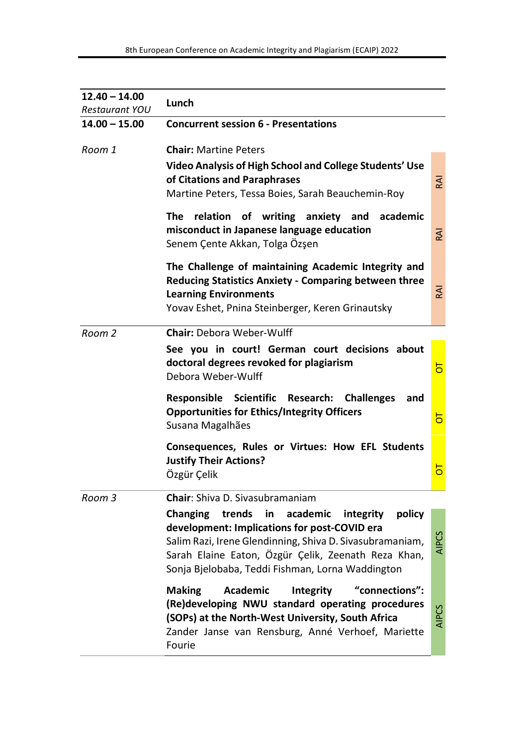| | | |
|---|---|---|
| **12.40 – 14.00** *Restaurant YOU* | **Lunch** | |
| **14.00 – 15.00** | **Concurrent session 6 - Presentations** | |
| *Room 1* | **Chair:** Martine Peters | |
| | **Video Analysis of High School and College Students' Use of Citations and Paraphrases** Martine Peters, Tessa Boies, Sarah Beauchemin-Roy | RAI |
| | **The relation of writing anxiety and academic misconduct in Japanese language education** Senem Çente Akkan, Tolga Özşen | RAI |
| | **The Challenge of maintaining Academic Integrity and Reducing Statistics Anxiety - Comparing between three Learning Environments** Yovav Eshet, Pnina Steinberger, Keren Grinautsky | RAI |
| *Room 2* | **Chair:** Debora Weber-Wulff | |
| | **See you in court! German court decisions about doctoral degrees revoked for plagiarism** Debora Weber-Wulff | OT |
| | **Responsible Scientific Research: Challenges and Opportunities for Ethics/Integrity Officers** Susana Magalhães | OT |
| | **Consequences, Rules or Virtues: How EFL Students Justify Their Actions?** Özgür Çelik | OT |
| *Room 3* | **Chair**: Shiva D. Sivasubramaniam | |
| | **Changing trends in academic integrity policy development: Implications for post-COVID era** Salim Razi, Irene Glendinning, Shiva D. Sivasubramaniam, Sarah Elaine Eaton, Özgür Çelik, Zeenath Reza Khan, Sonja Bjelobaba, Teddi Fishman, Lorna Waddington | AIPCS |
| | **Making Academic Integrity "connections": (Re)developing NWU standard operating procedures (SOPs) at the North-West University, South Africa** Zander Janse van Rensburg, Anné Verhoef, Mariette Fourie | AIPCS |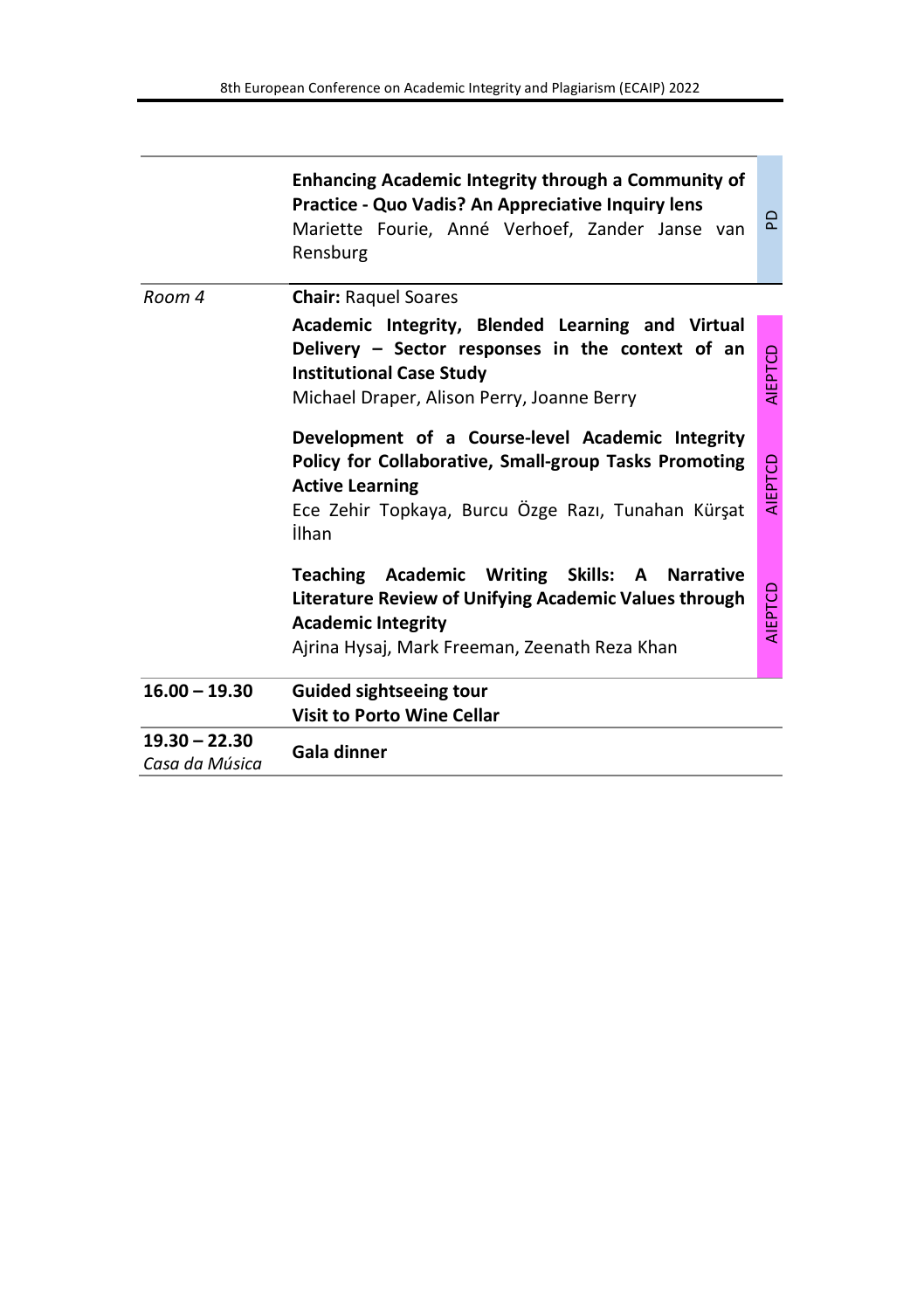| | | |
|---|---|---|
| | **Enhancing Academic Integrity through a Community of Practice - Quo Vadis? An Appreciative Inquiry lens**<br>Mariette Fourie, Anné Verhoef, Zander Janse van Rensburg | PD |
| *Room 4* | **Chair:** Raquel Soares | |
| | **Academic Integrity, Blended Learning and Virtual Delivery – Sector responses in the context of an Institutional Case Study**<br>Michael Draper, Alison Perry, Joanne Berry | AIEPTCD |
| | **Development of a Course-level Academic Integrity Policy for Collaborative, Small-group Tasks Promoting Active Learning**<br>Ece Zehir Topkaya, Burcu Özge Razı, Tunahan Kürşat İlhan | AIEPTCD |
| | **Teaching Academic Writing Skills: A Narrative Literature Review of Unifying Academic Values through Academic Integrity**<br>Ajrina Hysaj, Mark Freeman, Zeenath Reza Khan | AIEPTCD |
| **16.00 – 19.30** | **Guided sightseeing tour**<br>**Visit to Porto Wine Cellar** | |
| **19.30 – 22.30**<br>*Casa da Música* | **Gala dinner** | |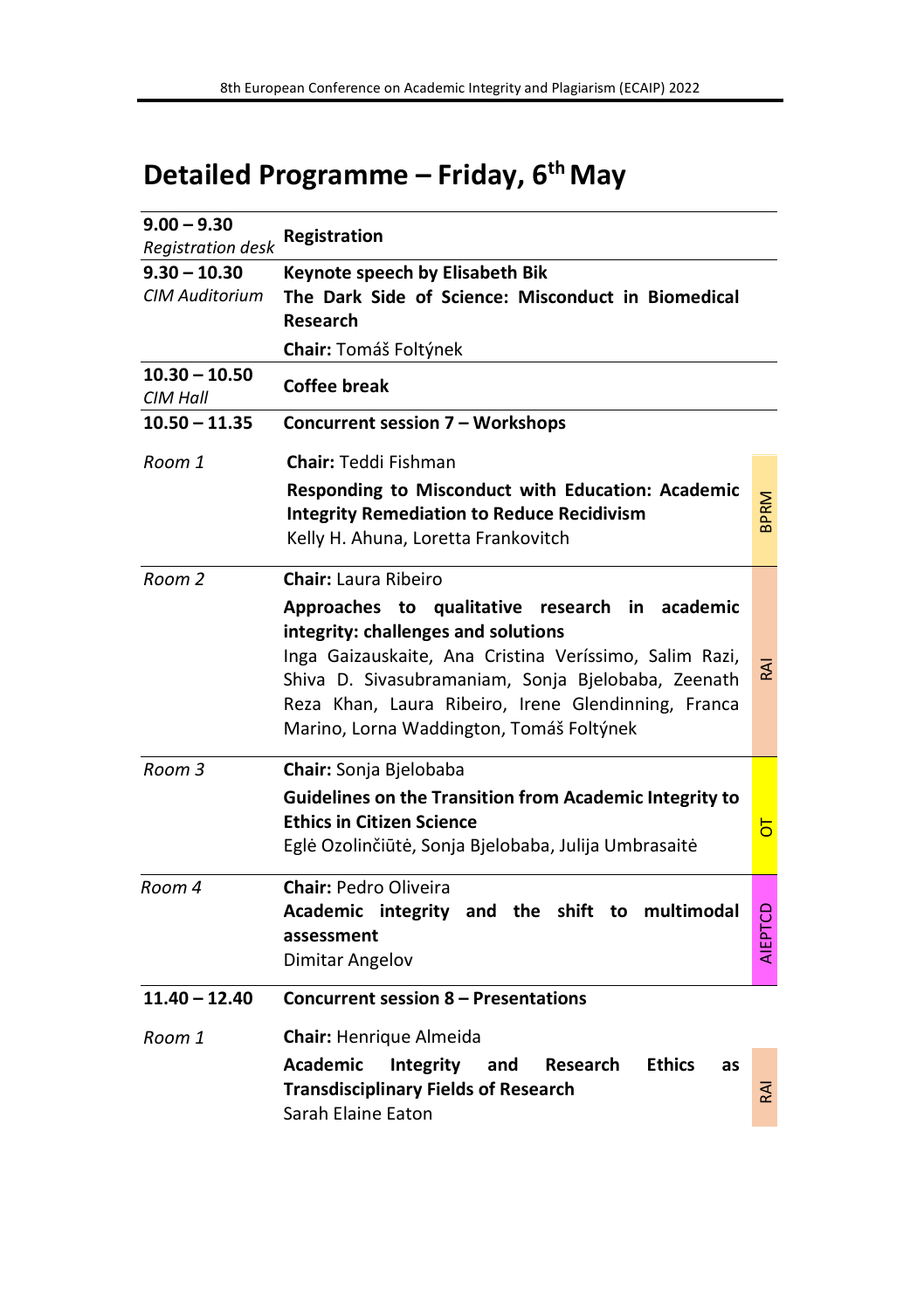# Detailed Programme – Friday, 6th May

| | | |
|---|---|---|
| **9.00 – 9.30**<br>*Registration desk* | **Registration** | |
| **9.30 – 10.30**<br>*CIM Auditorium* | **Keynote speech by Elisabeth Bik**<br>**The Dark Side of Science: Misconduct in Biomedical Research**<br>**Chair:** Tomáš Foltýnek | |
| **10.30 – 10.50**<br>*CIM Hall* | **Coffee break** | |
| **10.50 – 11.35** | **Concurrent session 7 – Workshops** | |
| *Room 1* | **Chair:** Teddi Fishman<br>**Responding to Misconduct with Education: Academic Integrity Remediation to Reduce Recidivism**<br>Kelly H. Ahuna, Loretta Frankovitch | BPRM |
| *Room 2* | **Chair:** Laura Ribeiro<br>**Approaches to qualitative research in academic integrity: challenges and solutions**<br>Inga Gaizauskaite, Ana Cristina Veríssimo, Salim Razi, Shiva D. Sivasubramaniam, Sonja Bjelobaba, Zeenath Reza Khan, Laura Ribeiro, Irene Glendinning, Franca Marino, Lorna Waddington, Tomáš Foltýnek | RAI |
| *Room 3* | **Chair:** Sonja Bjelobaba<br>**Guidelines on the Transition from Academic Integrity to Ethics in Citizen Science**<br>Eglė Ozolinčiūtė, Sonja Bjelobaba, Julija Umbrasaitė | OT |
| *Room 4* | **Chair:** Pedro Oliveira<br>**Academic integrity and the shift to multimodal assessment**<br>Dimitar Angelov | AIEPTCD |
| **11.40 – 12.40** | **Concurrent session 8 – Presentations** | |
| *Room 1* | **Chair:** Henrique Almeida<br>**Academic Integrity and Research Ethics as Transdisciplinary Fields of Research**<br>Sarah Elaine Eaton | RAI |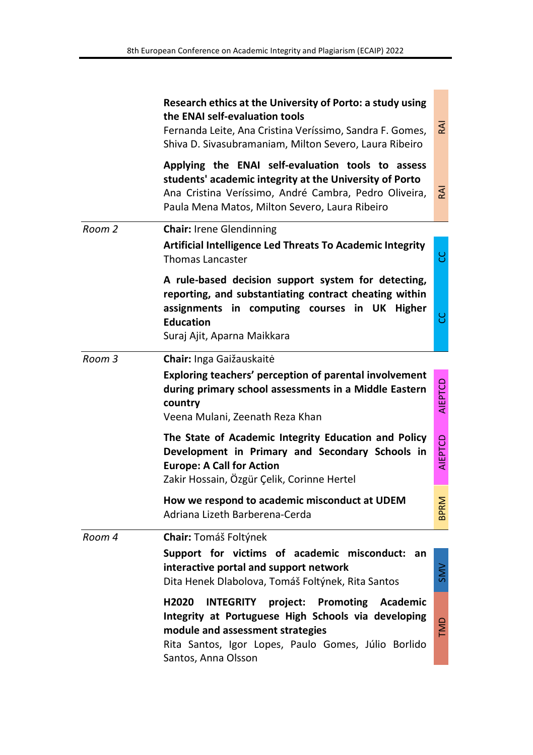| | | |
|---|---|---|
| | **Research ethics at the University of Porto: a study using the ENAI self-evaluation tools**<br>Fernanda Leite, Ana Cristina Veríssimo, Sandra F. Gomes, Shiva D. Sivasubramaniam, Milton Severo, Laura Ribeiro | RAI |
| | **Applying the ENAI self-evaluation tools to assess students' academic integrity at the University of Porto**<br>Ana Cristina Veríssimo, André Cambra, Pedro Oliveira, Paula Mena Matos, Milton Severo, Laura Ribeiro | RAI |
| *Room 2* | **Chair:** Irene Glendinning | |
| | **Artificial Intelligence Led Threats To Academic Integrity**<br>Thomas Lancaster | CC |
| | **A rule-based decision support system for detecting, reporting, and substantiating contract cheating within assignments in computing courses in UK Higher Education**<br>Suraj Ajit, Aparna Maikkara | CC |
| *Room 3* | **Chair:** Inga Gaižauskaitė | |
| | **Exploring teachers' perception of parental involvement during primary school assessments in a Middle Eastern country**<br>Veena Mulani, Zeenath Reza Khan | AIEPTCD |
| | **The State of Academic Integrity Education and Policy Development in Primary and Secondary Schools in Europe: A Call for Action**<br>Zakir Hossain, Özgür Çelik, Corinne Hertel | AIEPTCD |
| | **How we respond to academic misconduct at UDEM**<br>Adriana Lizeth Barberena-Cerda | BPRM |
| *Room 4* | **Chair:** Tomáš Foltýnek | |
| | **Support for victims of academic misconduct: an interactive portal and support network**<br>Dita Henek Dlabolova, Tomáš Foltýnek, Rita Santos | SMV |
| | **H2020 INTEGRITY project: Promoting Academic Integrity at Portuguese High Schools via developing module and assessment strategies**<br>Rita Santos, Igor Lopes, Paulo Gomes, Júlio Borlido Santos, Anna Olsson | TMD |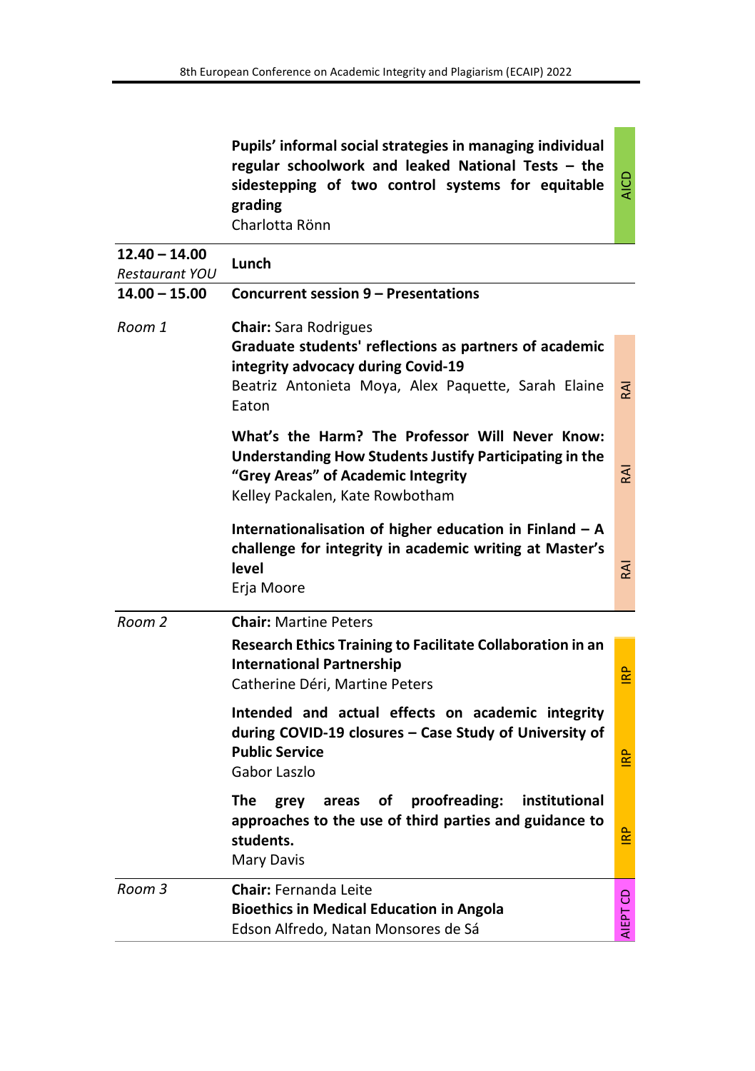| | | |
|---|---|---|
| | **Pupils' informal social strategies in managing individual regular schoolwork and leaked National Tests – the sidestepping of two control systems for equitable grading**<br>Charlotta Rönn | AICD |
| **12.40 – 14.00**<br>*Restaurant YOU* | **Lunch** | |
| **14.00 – 15.00** | **Concurrent session 9 – Presentations** | |
| *Room 1* | **Chair:** Sara Rodrigues<br>**Graduate students' reflections as partners of academic integrity advocacy during Covid-19**<br>Beatriz Antonieta Moya, Alex Paquette, Sarah Elaine Eaton | RAI |
| | **What's the Harm? The Professor Will Never Know: Understanding How Students Justify Participating in the "Grey Areas" of Academic Integrity**<br>Kelley Packalen, Kate Rowbotham | RAI |
| | **Internationalisation of higher education in Finland – A challenge for integrity in academic writing at Master's level**<br>Erja Moore | RAI |
| *Room 2* | **Chair:** Martine Peters<br>**Research Ethics Training to Facilitate Collaboration in an International Partnership**<br>Catherine Déri, Martine Peters | IRP |
| | **Intended and actual effects on academic integrity during COVID-19 closures – Case Study of University of Public Service**<br>Gabor Laszlo | IRP |
| | **The grey areas of proofreading: institutional approaches to the use of third parties and guidance to students.**<br>Mary Davis | IRP |
| *Room 3* | **Chair:** Fernanda Leite<br>**Bioethics in Medical Education in Angola**<br>Edson Alfredo, Natan Monsores de Sá | AIEPT CD |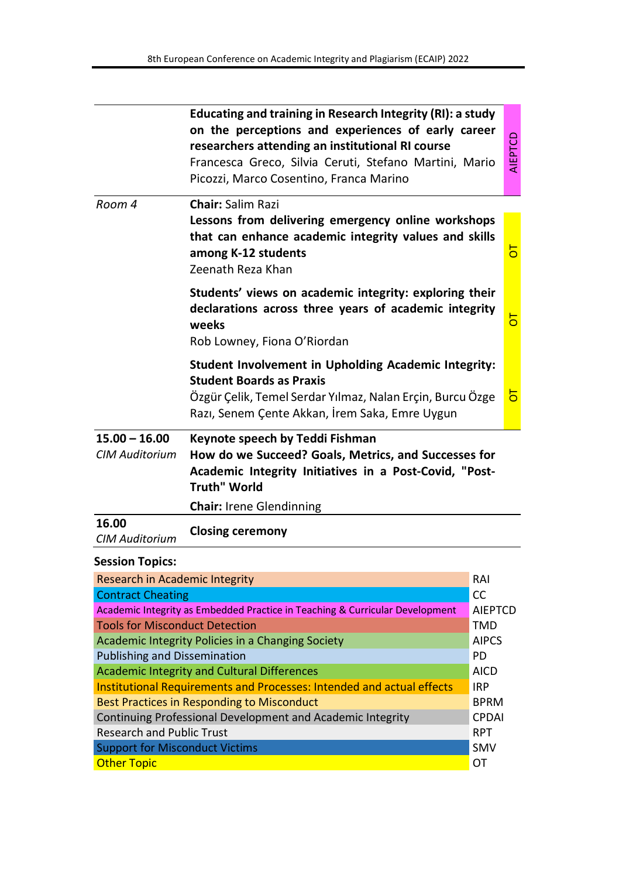| | | |
|---|---|---|
| | **Educating and training in Research Integrity (RI): a study on the perceptions and experiences of early career researchers attending an institutional RI course** Francesca Greco, Silvia Ceruti, Stefano Martini, Mario Picozzi, Marco Cosentino, Franca Marino | AIEPTCD |
| *Room 4* | **Chair:** Salim Razi | |
| | **Lessons from delivering emergency online workshops that can enhance academic integrity values and skills among K-12 students** Zeenath Reza Khan | OT |
| | **Students' views on academic integrity: exploring their declarations across three years of academic integrity weeks** Rob Lowney, Fiona O'Riordan | OT |
| | **Student Involvement in Upholding Academic Integrity: Student Boards as Praxis** Özgür Çelik, Temel Serdar Yılmaz, Nalan Erçin, Burcu Özge Razı, Senem Çente Akkan, İrem Saka, Emre Uygun | OT |
| **15.00 – 16.00** *CIM Auditorium* | **Keynote speech by Teddi Fishman** **How do we Succeed? Goals, Metrics, and Successes for Academic Integrity Initiatives in a Post-Covid, "Post-Truth" World** **Chair:** Irene Glendinning | |
| **16.00** *CIM Auditorium* | **Closing ceremony** | |

**Session Topics:**

| | |
|---|---|
| Research in Academic Integrity | RAI |
| Contract Cheating | CC |
| Academic Integrity as Embedded Practice in Teaching & Curricular Development | AIEPTCD |
| Tools for Misconduct Detection | TMD |
| Academic Integrity Policies in a Changing Society | AIPCS |
| Publishing and Dissemination | PD |
| Academic Integrity and Cultural Differences | AICD |
| Institutional Requirements and Processes: Intended and actual effects | IRP |
| Best Practices in Responding to Misconduct | BPRM |
| Continuing Professional Development and Academic Integrity | CPDAI |
| Research and Public Trust | RPT |
| Support for Misconduct Victims | SMV |
| Other Topic | OT |